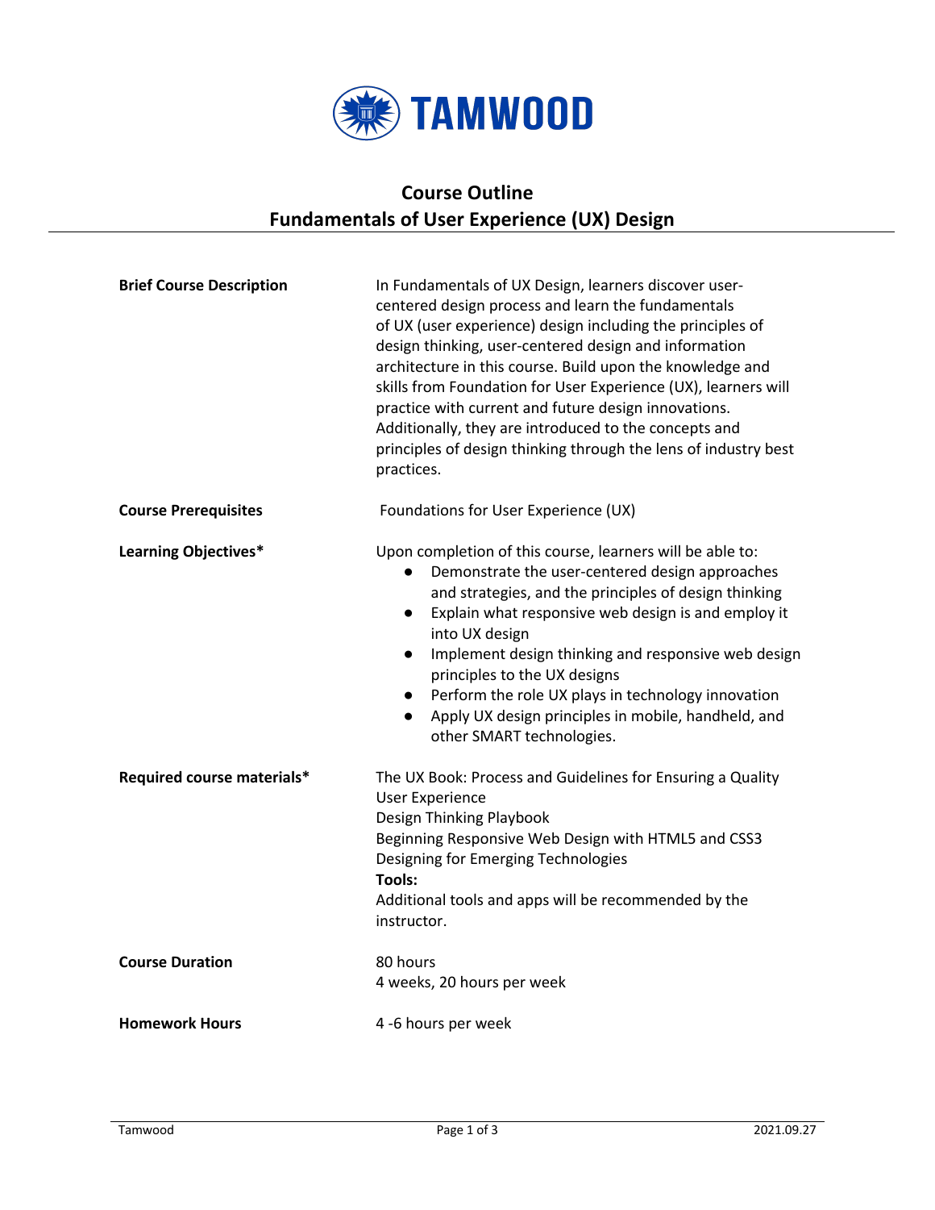TAMWOOD

# Course Outline
## Fundamentals of User Experience (UX) Design

| | |
|---|---|
| **Brief Course Description** | In Fundamentals of UX Design, learners discover user-centered design process and learn the fundamentals of UX (user experience) design including the principles of design thinking, user-centered design and information architecture in this course. Build upon the knowledge and skills from Foundation for User Experience (UX), learners will practice with current and future design innovations. Additionally, they are introduced to the concepts and principles of design thinking through the lens of industry best practices. |
| **Course Prerequisites** | Foundations for User Experience (UX) |
| **Learning Objectives*** | Upon completion of this course, learners will be able to:<br>● Demonstrate the user-centered design approaches and strategies, and the principles of design thinking<br>● Explain what responsive web design is and employ it into UX design<br>● Implement design thinking and responsive web design principles to the UX designs<br>● Perform the role UX plays in technology innovation<br>● Apply UX design principles in mobile, handheld, and other SMART technologies. |
| **Required course materials*** | The UX Book: Process and Guidelines for Ensuring a Quality User Experience<br>Design Thinking Playbook<br>Beginning Responsive Web Design with HTML5 and CSS3<br>Designing for Emerging Technologies<br>**Tools:**<br>Additional tools and apps will be recommended by the instructor. |
| **Course Duration** | 80 hours<br>4 weeks, 20 hours per week |
| **Homework Hours** | 4 -6 hours per week |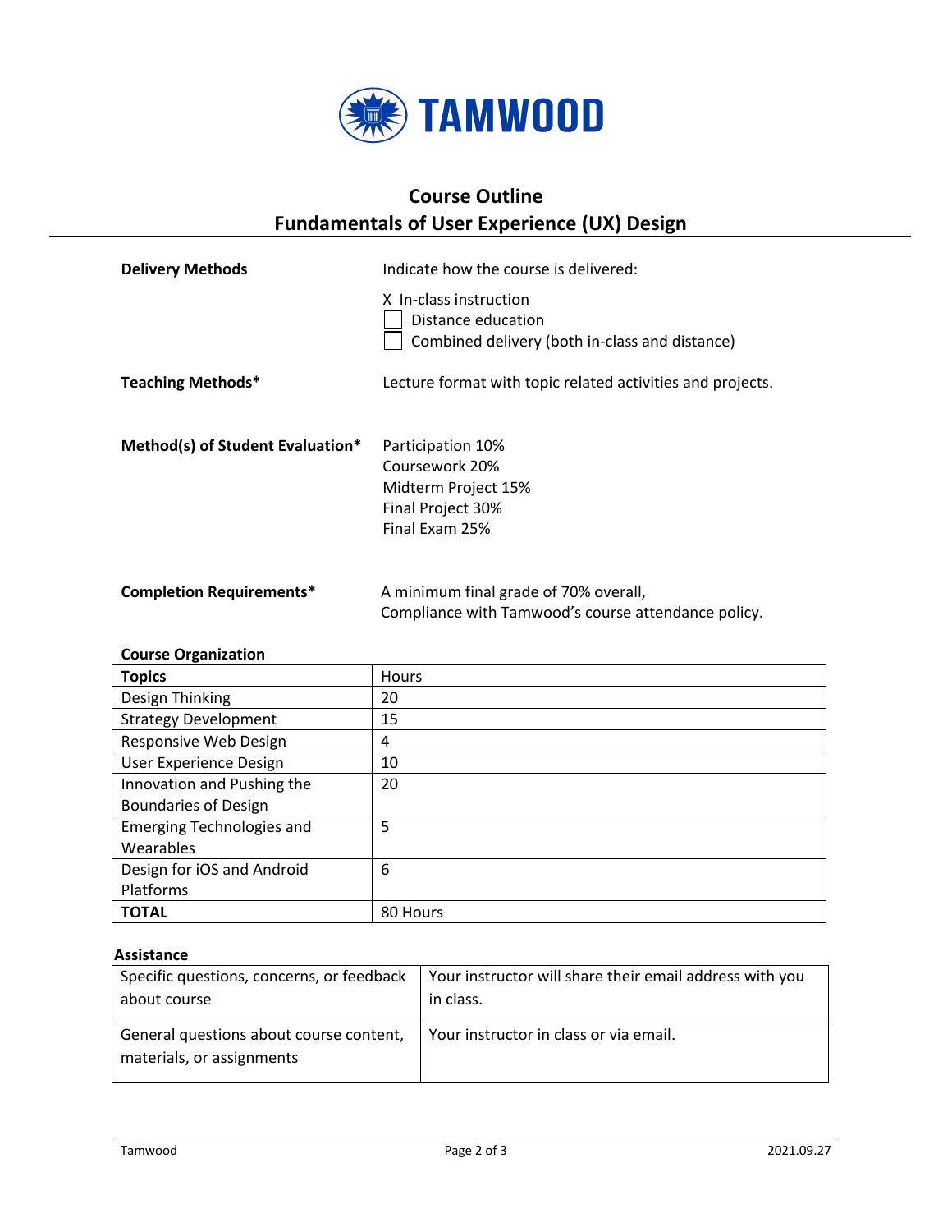TAMWOOD

# Course Outline
## Fundamentals of User Experience (UX) Design

**Delivery Methods**

Indicate how the course is delivered:

X In-class instruction
☐ Distance education
☐ Combined delivery (both in-class and distance)

**Teaching Methods***

Lecture format with topic related activities and projects.

**Method(s) of Student Evaluation***

Participation 10%
Coursework 20%
Midterm Project 15%
Final Project 30%
Final Exam 25%

**Completion Requirements***

A minimum final grade of 70% overall,
Compliance with Tamwood's course attendance policy.

**Course Organization**

| **Topics** | Hours |
| --- | --- |
| Design Thinking | 20 |
| Strategy Development | 15 |
| Responsive Web Design | 4 |
| User Experience Design | 10 |
| Innovation and Pushing the Boundaries of Design | 20 |
| Emerging Technologies and Wearables | 5 |
| Design for iOS and Android Platforms | 6 |
| **TOTAL** | 80 Hours |

**Assistance**

| Specific questions, concerns, or feedback about course | Your instructor will share their email address with you in class. |
| --- | --- |
| General questions about course content, materials, or assignments | Your instructor in class or via email. |

Tamwood 2021.09.27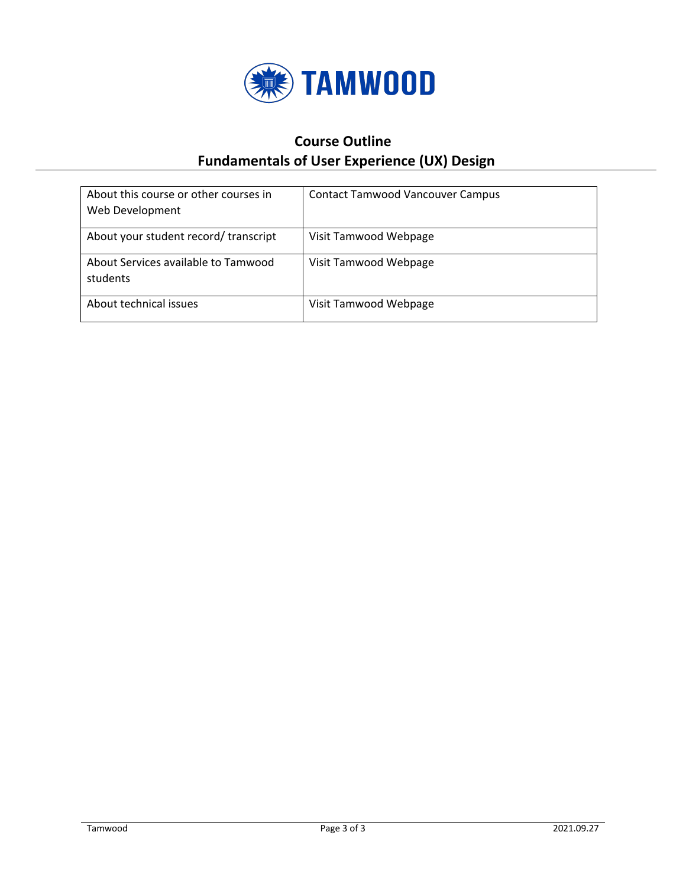# Course Outline
## Fundamentals of User Experience (UX) Design

| | |
|---|---|
| About this course or other courses in Web Development | Contact Tamwood Vancouver Campus |
| About your student record/ transcript | Visit Tamwood Webpage |
| About Services available to Tamwood students | Visit Tamwood Webpage |
| About technical issues | Visit Tamwood Webpage |